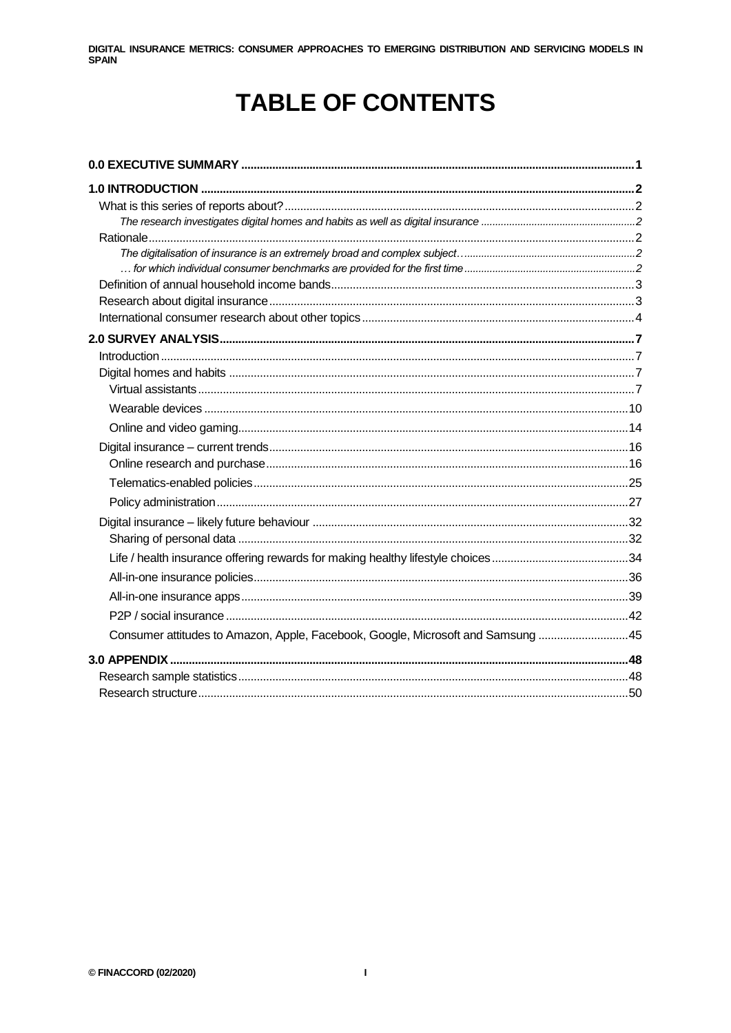# TABLE OF CONTENTS

**0.0 EXECUTIVE SUMMARY** ..... **1**

**1.0 INTRODUCTION** ..... **2**

- What is this series of reports about? ..... 2
  - *The research investigates digital homes and habits as well as digital insurance* ..... *2*
- Rationale ..... 2
  - *The digitalisation of insurance is an extremely broad and complex subject…* ..... *2*
  - *… for which individual consumer benchmarks are provided for the first time* ..... *2*
- Definition of annual household income bands ..... 3
- Research about digital insurance ..... 3
- International consumer research about other topics ..... 4

**2.0 SURVEY ANALYSIS** ..... **7**

- Introduction ..... 7
- Digital homes and habits ..... 7
  - Virtual assistants ..... 7
  - Wearable devices ..... 10
  - Online and video gaming ..... 14
- Digital insurance – current trends ..... 16
  - Online research and purchase ..... 16
  - Telematics-enabled policies ..... 25
  - Policy administration ..... 27
- Digital insurance – likely future behaviour ..... 32
  - Sharing of personal data ..... 32
  - Life / health insurance offering rewards for making healthy lifestyle choices ..... 34
  - All-in-one insurance policies ..... 36
  - All-in-one insurance apps ..... 39
  - P2P / social insurance ..... 42
  - Consumer attitudes to Amazon, Apple, Facebook, Google, Microsoft and Samsung ..... 45

**3.0 APPENDIX** ..... **48**

- Research sample statistics ..... 48
- Research structure ..... 50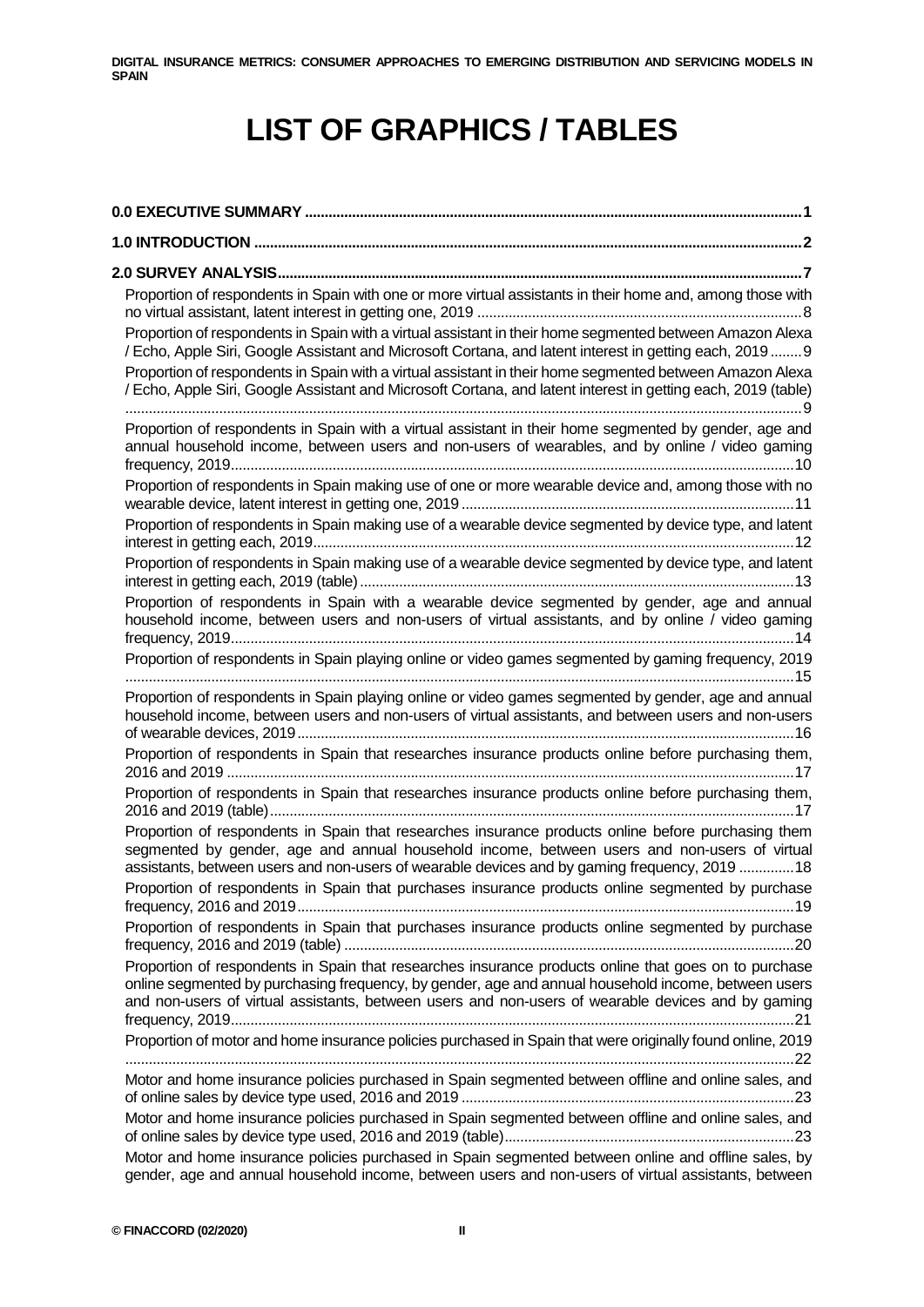# LIST OF GRAPHICS / TABLES

**0.0 EXECUTIVE SUMMARY** .......... **1**

**1.0 INTRODUCTION** .......... **2**

**2.0 SURVEY ANALYSIS** .......... **7**

Proportion of respondents in Spain with one or more virtual assistants in their home and, among those with no virtual assistant, latent interest in getting one, 2019 .......... 8

Proportion of respondents in Spain with a virtual assistant in their home segmented between Amazon Alexa / Echo, Apple Siri, Google Assistant and Microsoft Cortana, and latent interest in getting each, 2019 .......... 9

Proportion of respondents in Spain with a virtual assistant in their home segmented between Amazon Alexa / Echo, Apple Siri, Google Assistant and Microsoft Cortana, and latent interest in getting each, 2019 (table) .......... 9

Proportion of respondents in Spain with a virtual assistant in their home segmented by gender, age and annual household income, between users and non-users of wearables, and by online / video gaming frequency, 2019 .......... 10

Proportion of respondents in Spain making use of one or more wearable device and, among those with no wearable device, latent interest in getting one, 2019 .......... 11

Proportion of respondents in Spain making use of a wearable device segmented by device type, and latent interest in getting each, 2019 .......... 12

Proportion of respondents in Spain making use of a wearable device segmented by device type, and latent interest in getting each, 2019 (table) .......... 13

Proportion of respondents in Spain with a wearable device segmented by gender, age and annual household income, between users and non-users of virtual assistants, and by online / video gaming frequency, 2019 .......... 14

Proportion of respondents in Spain playing online or video games segmented by gaming frequency, 2019 .......... 15

Proportion of respondents in Spain playing online or video games segmented by gender, age and annual household income, between users and non-users of virtual assistants, and between users and non-users of wearable devices, 2019 .......... 16

Proportion of respondents in Spain that researches insurance products online before purchasing them, 2016 and 2019 .......... 17

Proportion of respondents in Spain that researches insurance products online before purchasing them, 2016 and 2019 (table) .......... 17

Proportion of respondents in Spain that researches insurance products online before purchasing them segmented by gender, age and annual household income, between users and non-users of virtual assistants, between users and non-users of wearable devices and by gaming frequency, 2019 .......... 18

Proportion of respondents in Spain that purchases insurance products online segmented by purchase frequency, 2016 and 2019 .......... 19

Proportion of respondents in Spain that purchases insurance products online segmented by purchase frequency, 2016 and 2019 (table) .......... 20

Proportion of respondents in Spain that researches insurance products online that goes on to purchase online segmented by purchasing frequency, by gender, age and annual household income, between users and non-users of virtual assistants, between users and non-users of wearable devices and by gaming frequency, 2019 .......... 21

Proportion of motor and home insurance policies purchased in Spain that were originally found online, 2019 .......... 22

Motor and home insurance policies purchased in Spain segmented between offline and online sales, and of online sales by device type used, 2016 and 2019 .......... 23

Motor and home insurance policies purchased in Spain segmented between offline and online sales, and of online sales by device type used, 2016 and 2019 (table) .......... 23

Motor and home insurance policies purchased in Spain segmented between online and offline sales, by gender, age and annual household income, between users and non-users of virtual assistants, between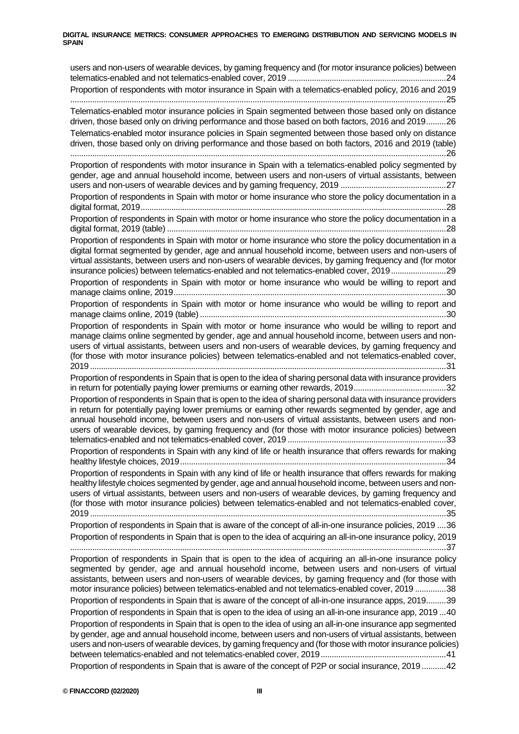users and non-users of wearable devices, by gaming frequency and (for motor insurance policies) between telematics-enabled and not telematics-enabled cover, 2019 ........................................................................24

Proportion of respondents with motor insurance in Spain with a telematics-enabled policy, 2016 and 2019 ........................................................................25

Telematics-enabled motor insurance policies in Spain segmented between those based only on distance driven, those based only on driving performance and those based on both factors, 2016 and 2019.........26

Telematics-enabled motor insurance policies in Spain segmented between those based only on distance driven, those based only on driving performance and those based on both factors, 2016 and 2019 (table) ........................................................................26

Proportion of respondents with motor insurance in Spain with a telematics-enabled policy segmented by gender, age and annual household income, between users and non-users of virtual assistants, between users and non-users of wearable devices and by gaming frequency, 2019 ................................................27

Proportion of respondents in Spain with motor or home insurance who store the policy documentation in a digital format, 2019........................................................................28

Proportion of respondents in Spain with motor or home insurance who store the policy documentation in a digital format, 2019 (table) ........................................................................28

Proportion of respondents in Spain with motor or home insurance who store the policy documentation in a digital format segmented by gender, age and annual household income, between users and non-users of virtual assistants, between users and non-users of wearable devices, by gaming frequency and (for motor insurance policies) between telematics-enabled and not telematics-enabled cover, 2019.........................29

Proportion of respondents in Spain with motor or home insurance who would be willing to report and manage claims online, 2019........................................................................30

Proportion of respondents in Spain with motor or home insurance who would be willing to report and manage claims online, 2019 (table) ........................................................................30

Proportion of respondents in Spain with motor or home insurance who would be willing to report and manage claims online segmented by gender, age and annual household income, between users and non-users of virtual assistants, between users and non-users of wearable devices, by gaming frequency and (for those with motor insurance policies) between telematics-enabled and not telematics-enabled cover, 2019 ........................................................................31

Proportion of respondents in Spain that is open to the idea of sharing personal data with insurance providers in return for potentially paying lower premiums or earning other rewards, 2019..........................................32

Proportion of respondents in Spain that is open to the idea of sharing personal data with insurance providers in return for potentially paying lower premiums or earning other rewards segmented by gender, age and annual household income, between users and non-users of virtual assistants, between users and non-users of wearable devices, by gaming frequency and (for those with motor insurance policies) between telematics-enabled and not telematics-enabled cover, 2019 ........................................................................33

Proportion of respondents in Spain with any kind of life or health insurance that offers rewards for making healthy lifestyle choices, 2019........................................................................34

Proportion of respondents in Spain with any kind of life or health insurance that offers rewards for making healthy lifestyle choices segmented by gender, age and annual household income, between users and non-users of virtual assistants, between users and non-users of wearable devices, by gaming frequency and (for those with motor insurance policies) between telematics-enabled and not telematics-enabled cover, 2019 ........................................................................35

Proportion of respondents in Spain that is aware of the concept of all-in-one insurance policies, 2019 ....36

Proportion of respondents in Spain that is open to the idea of acquiring an all-in-one insurance policy, 2019 ........................................................................37

Proportion of respondents in Spain that is open to the idea of acquiring an all-in-one insurance policy segmented by gender, age and annual household income, between users and non-users of virtual assistants, between users and non-users of wearable devices, by gaming frequency and (for those with motor insurance policies) between telematics-enabled and not telematics-enabled cover, 2019 ..............38

Proportion of respondents in Spain that is aware of the concept of all-in-one insurance apps, 2019.........39

Proportion of respondents in Spain that is open to the idea of using an all-in-one insurance app, 2019 ...40

Proportion of respondents in Spain that is open to the idea of using an all-in-one insurance app segmented by gender, age and annual household income, between users and non-users of virtual assistants, between users and non-users of wearable devices, by gaming frequency and (for those with motor insurance policies) between telematics-enabled and not telematics-enabled cover, 2019.........................................................41

Proportion of respondents in Spain that is aware of the concept of P2P or social insurance, 2019 ...........42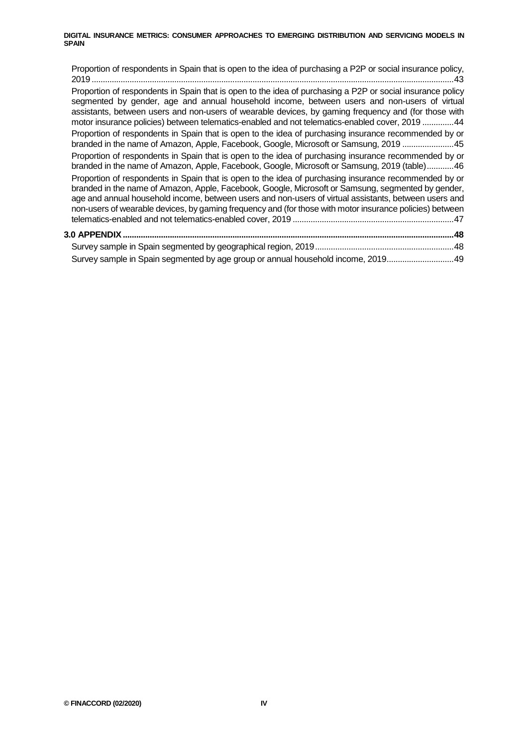Proportion of respondents in Spain that is open to the idea of purchasing a P2P or social insurance policy, 2019 ....................................................................................................................................................43

Proportion of respondents in Spain that is open to the idea of purchasing a P2P or social insurance policy segmented by gender, age and annual household income, between users and non-users of virtual assistants, between users and non-users of wearable devices, by gaming frequency and (for those with motor insurance policies) between telematics-enabled and not telematics-enabled cover, 2019 ..............44

Proportion of respondents in Spain that is open to the idea of purchasing insurance recommended by or branded in the name of Amazon, Apple, Facebook, Google, Microsoft or Samsung, 2019 .......................45

Proportion of respondents in Spain that is open to the idea of purchasing insurance recommended by or branded in the name of Amazon, Apple, Facebook, Google, Microsoft or Samsung, 2019 (table)............46

Proportion of respondents in Spain that is open to the idea of purchasing insurance recommended by or branded in the name of Amazon, Apple, Facebook, Google, Microsoft or Samsung, segmented by gender, age and annual household income, between users and non-users of virtual assistants, between users and non-users of wearable devices, by gaming frequency and (for those with motor insurance policies) between telematics-enabled and not telematics-enabled cover, 2019 .......................................................................47

**3.0 APPENDIX...................................................................................................................................................48**

Survey sample in Spain segmented by geographical region, 2019.............................................................48

Survey sample in Spain segmented by age group or annual household income, 2019.............................49